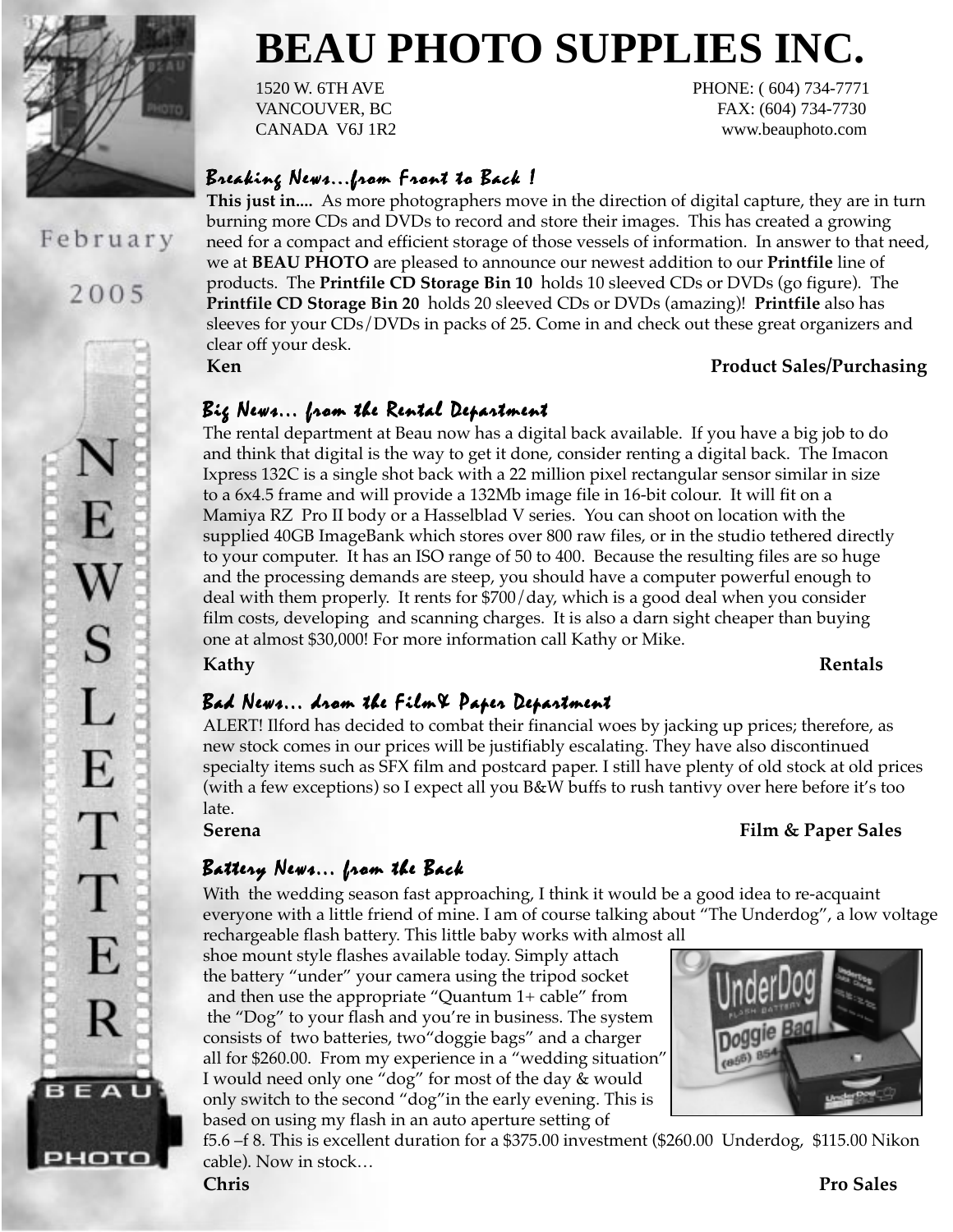# BEAU PHOTO SUPPLIES INC.

1520 W. 6TH AVE
VANCOUVER, BC
CANADA V6J 1R2

PHONE: ( 604) 734-7771
FAX: (604) 734-7730
www.beauphoto.com

February 2005

NEWSLETTER

## *Breaking News...from Front to Back !*

**This just in....** As more photographers move in the direction of digital capture, they are in turn burning more CDs and DVDs to record and store their images. This has created a growing need for a compact and efficient storage of those vessels of information. In answer to that need, we at **BEAU PHOTO** are pleased to announce our newest addition to our **Printfile** line of products. The **Printfile CD Storage Bin 10** holds 10 sleeved CDs or DVDs (go figure). The **Printfile CD Storage Bin 20** holds 20 sleeved CDs or DVDs (amazing)! **Printfile** also has sleeves for your CDs/DVDs in packs of 25. Come in and check out these great organizers and clear off your desk.

**Ken** **Product Sales/Purchasing**

## *Big News... from the Rental Department*

The rental department at Beau now has a digital back available. If you have a big job to do and think that digital is the way to get it done, consider renting a digital back. The Imacon Ixpress 132C is a single shot back with a 22 million pixel rectangular sensor similar in size to a 6x4.5 frame and will provide a 132Mb image file in 16-bit colour. It will fit on a Mamiya RZ Pro II body or a Hasselblad V series. You can shoot on location with the supplied 40GB ImageBank which stores over 800 raw files, or in the studio tethered directly to your computer. It has an ISO range of 50 to 400. Because the resulting files are so huge and the processing demands are steep, you should have a computer powerful enough to deal with them properly. It rents for $700/day, which is a good deal when you consider film costs, developing and scanning charges. It is also a darn sight cheaper than buying one at almost $30,000! For more information call Kathy or Mike.

**Kathy** **Rentals**

## *Bad News... drom the Film& Paper Department*

ALERT! Ilford has decided to combat their financial woes by jacking up prices; therefore, as new stock comes in our prices will be justifiably escalating. They have also discontinued specialty items such as SFX film and postcard paper. I still have plenty of old stock at old prices (with a few exceptions) so I expect all you B&W buffs to rush tantivy over here before it's too late.

**Serena** **Film & Paper Sales**

## *Battery News... from the Back*

With the wedding season fast approaching, I think it would be a good idea to re-acquaint everyone with a little friend of mine. I am of course talking about "The Underdog", a low voltage rechargeable flash battery. This little baby works with almost all shoe mount style flashes available today. Simply attach the battery "under" your camera using the tripod socket and then use the appropriate "Quantum 1+ cable" from the "Dog" to your flash and you're in business. The system consists of two batteries, two"doggie bags" and a charger all for $260.00. From my experience in a "wedding situation" I would need only one "dog" for most of the day & would only switch to the second "dog"in the early evening. This is based on using my flash in an auto aperture setting of f5.6 –f 8. This is excellent duration for a $375.00 investment ($260.00 Underdog, $115.00 Nikon cable). Now in stock…

**Chris** **Pro Sales**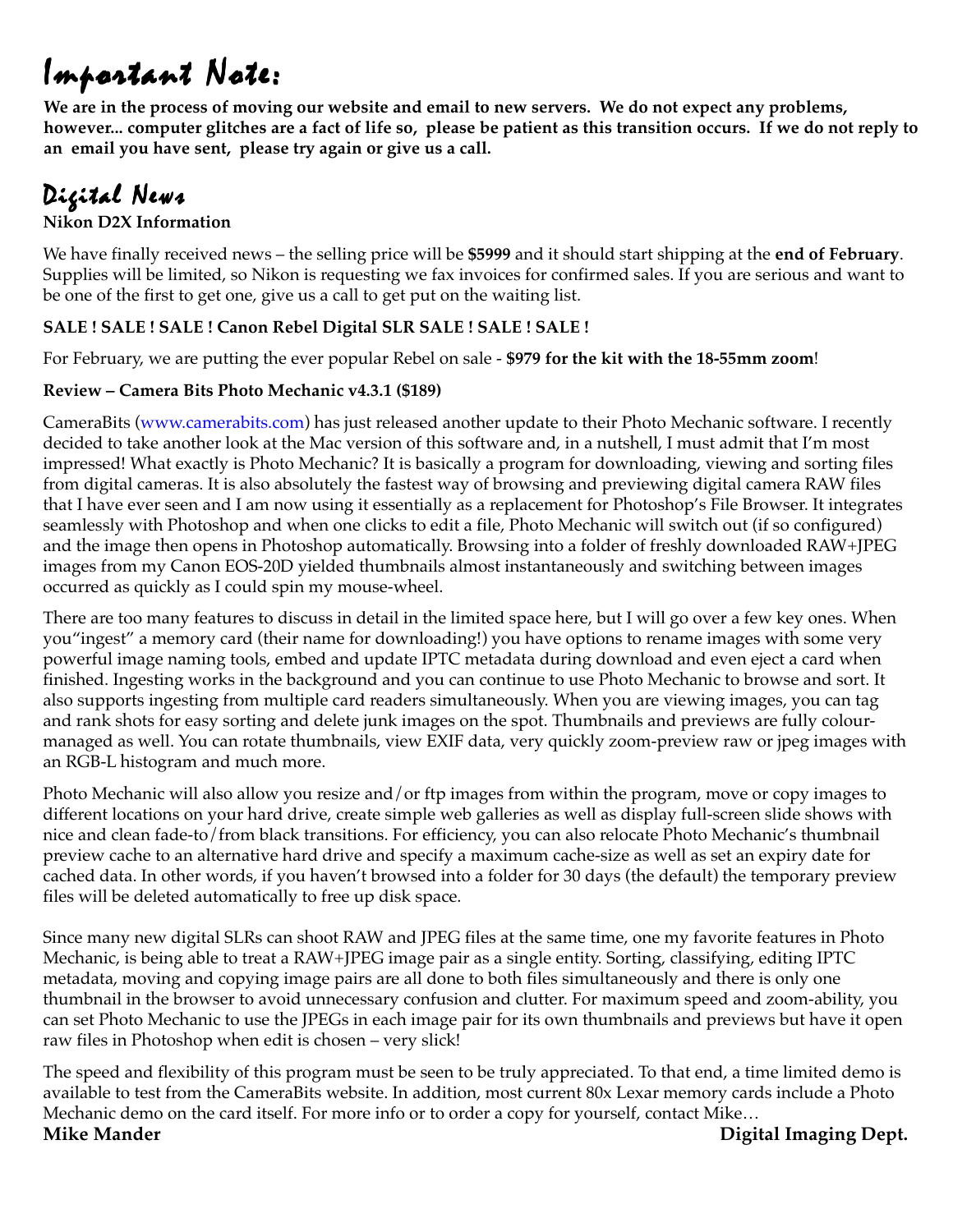# Important Note:

**We are in the process of moving our website and email to new servers. We do not expect any problems, however... computer glitches are a fact of life so, please be patient as this transition occurs. If we do not reply to an email you have sent, please try again or give us a call.**

# Digital News

**Nikon D2X Information**

We have finally received news – the selling price will be **$5999** and it should start shipping at the **end of February**. Supplies will be limited, so Nikon is requesting we fax invoices for confirmed sales. If you are serious and want to be one of the first to get one, give us a call to get put on the waiting list.

**SALE ! SALE ! SALE ! Canon Rebel Digital SLR SALE ! SALE ! SALE !**

For February, we are putting the ever popular Rebel on sale - **$979 for the kit with the 18-55mm zoom**!

**Review – Camera Bits Photo Mechanic v4.3.1 ($189)**

CameraBits (www.camerabits.com) has just released another update to their Photo Mechanic software. I recently decided to take another look at the Mac version of this software and, in a nutshell, I must admit that I'm most impressed! What exactly is Photo Mechanic? It is basically a program for downloading, viewing and sorting files from digital cameras. It is also absolutely the fastest way of browsing and previewing digital camera RAW files that I have ever seen and I am now using it essentially as a replacement for Photoshop's File Browser. It integrates seamlessly with Photoshop and when one clicks to edit a file, Photo Mechanic will switch out (if so configured) and the image then opens in Photoshop automatically. Browsing into a folder of freshly downloaded RAW+JPEG images from my Canon EOS-20D yielded thumbnails almost instantaneously and switching between images occurred as quickly as I could spin my mouse-wheel.

There are too many features to discuss in detail in the limited space here, but I will go over a few key ones. When you"ingest" a memory card (their name for downloading!) you have options to rename images with some very powerful image naming tools, embed and update IPTC metadata during download and even eject a card when finished. Ingesting works in the background and you can continue to use Photo Mechanic to browse and sort. It also supports ingesting from multiple card readers simultaneously. When you are viewing images, you can tag and rank shots for easy sorting and delete junk images on the spot. Thumbnails and previews are fully colour-managed as well. You can rotate thumbnails, view EXIF data, very quickly zoom-preview raw or jpeg images with an RGB-L histogram and much more.

Photo Mechanic will also allow you resize and/or ftp images from within the program, move or copy images to different locations on your hard drive, create simple web galleries as well as display full-screen slide shows with nice and clean fade-to/from black transitions. For efficiency, you can also relocate Photo Mechanic's thumbnail preview cache to an alternative hard drive and specify a maximum cache-size as well as set an expiry date for cached data. In other words, if you haven't browsed into a folder for 30 days (the default) the temporary preview files will be deleted automatically to free up disk space.

Since many new digital SLRs can shoot RAW and JPEG files at the same time, one my favorite features in Photo Mechanic, is being able to treat a RAW+JPEG image pair as a single entity. Sorting, classifying, editing IPTC metadata, moving and copying image pairs are all done to both files simultaneously and there is only one thumbnail in the browser to avoid unnecessary confusion and clutter. For maximum speed and zoom-ability, you can set Photo Mechanic to use the JPEGs in each image pair for its own thumbnails and previews but have it open raw files in Photoshop when edit is chosen – very slick!

The speed and flexibility of this program must be seen to be truly appreciated. To that end, a time limited demo is available to test from the CameraBits website. In addition, most current 80x Lexar memory cards include a Photo Mechanic demo on the card itself. For more info or to order a copy for yourself, contact Mike…

**Mike Mander** **Digital Imaging Dept.**